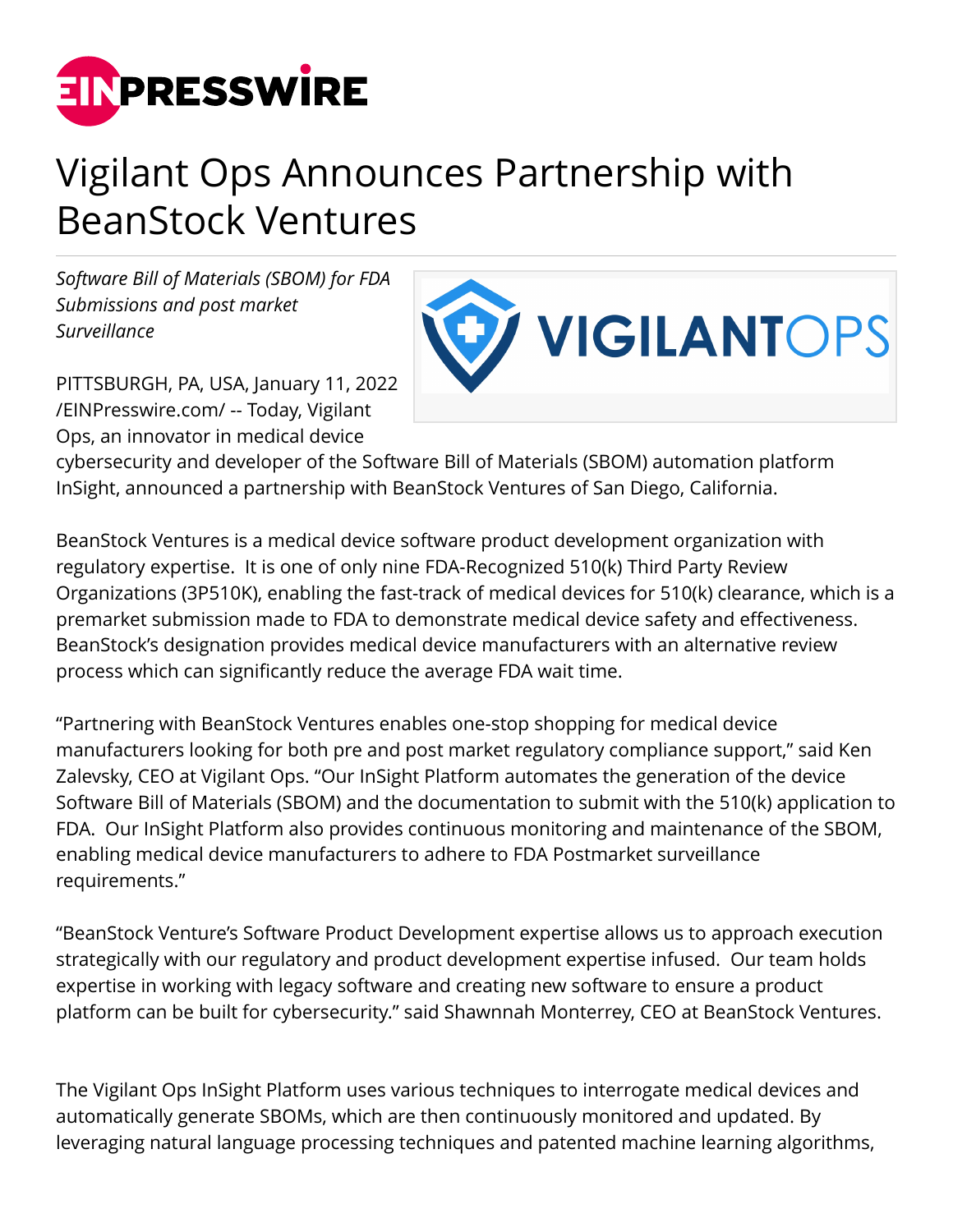# Vigilant Ops Announces Partnership with BeanStock Ventures

*Software Bill of Materials (SBOM) for FDA Submissions and post market Surveillance*

PITTSBURGH, PA, USA, January 11, 2022 /EINPresswire.com/ -- Today, Vigilant Ops, an innovator in medical device cybersecurity and developer of the Software Bill of Materials (SBOM) automation platform InSight, announced a partnership with BeanStock Ventures of San Diego, California.

BeanStock Ventures is a medical device software product development organization with regulatory expertise. It is one of only nine FDA-Recognized 510(k) Third Party Review Organizations (3P510K), enabling the fast-track of medical devices for 510(k) clearance, which is a premarket submission made to FDA to demonstrate medical device safety and effectiveness. BeanStock's designation provides medical device manufacturers with an alternative review process which can significantly reduce the average FDA wait time.

"Partnering with BeanStock Ventures enables one-stop shopping for medical device manufacturers looking for both pre and post market regulatory compliance support," said Ken Zalevsky, CEO at Vigilant Ops. "Our InSight Platform automates the generation of the device Software Bill of Materials (SBOM) and the documentation to submit with the 510(k) application to FDA. Our InSight Platform also provides continuous monitoring and maintenance of the SBOM, enabling medical device manufacturers to adhere to FDA Postmarket surveillance requirements."

"BeanStock Venture's Software Product Development expertise allows us to approach execution strategically with our regulatory and product development expertise infused. Our team holds expertise in working with legacy software and creating new software to ensure a product platform can be built for cybersecurity." said Shawnnah Monterrey, CEO at BeanStock Ventures.

The Vigilant Ops InSight Platform uses various techniques to interrogate medical devices and automatically generate SBOMs, which are then continuously monitored and updated. By leveraging natural language processing techniques and patented machine learning algorithms,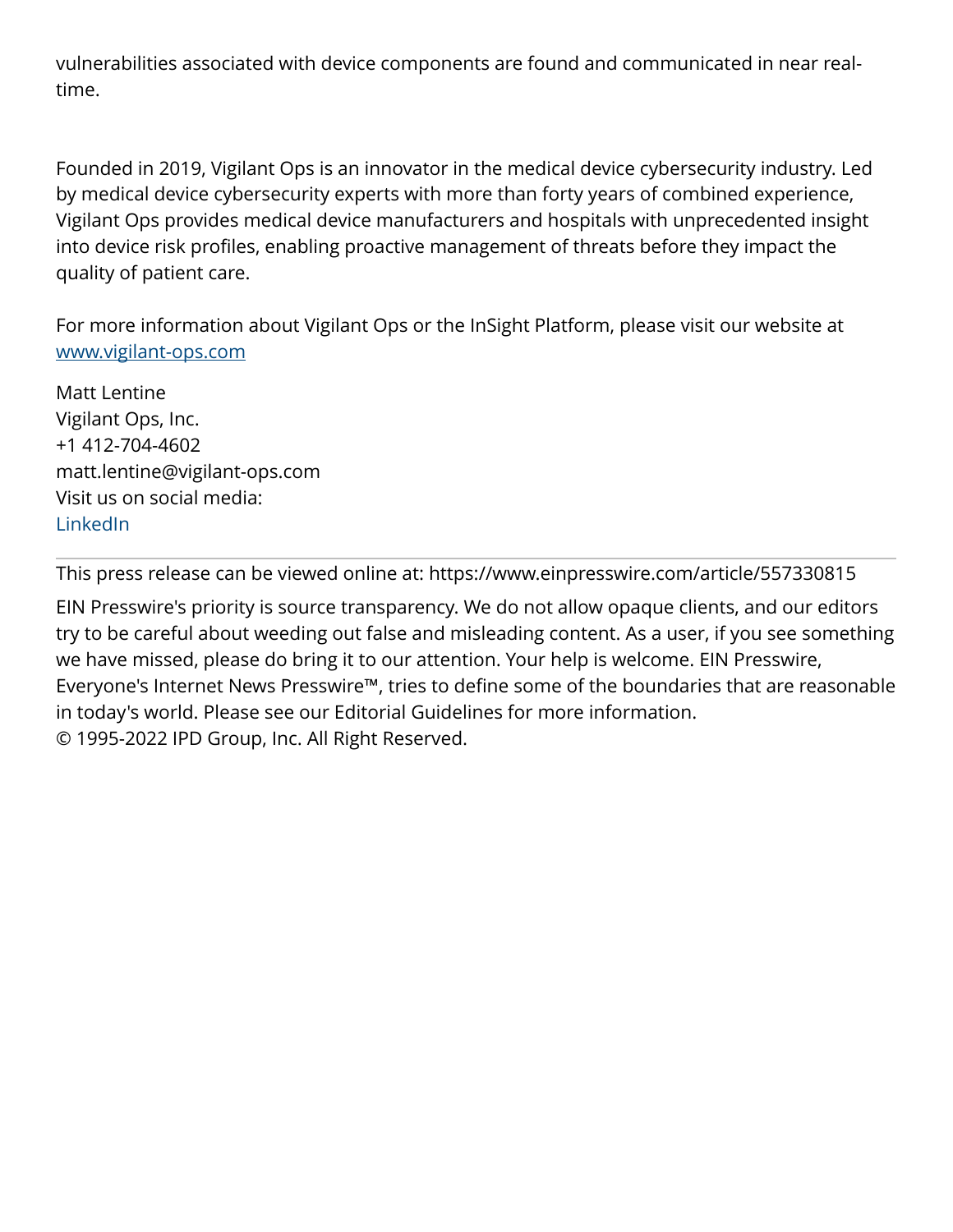vulnerabilities associated with device components are found and communicated in near real-time.

Founded in 2019, Vigilant Ops is an innovator in the medical device cybersecurity industry. Led by medical device cybersecurity experts with more than forty years of combined experience, Vigilant Ops provides medical device manufacturers and hospitals with unprecedented insight into device risk profiles, enabling proactive management of threats before they impact the quality of patient care.

For more information about Vigilant Ops or the InSight Platform, please visit our website at [www.vigilant-ops.com](www.vigilant-ops.com)

Matt Lentine
Vigilant Ops, Inc.
+1 412-704-4602
matt.lentine@vigilant-ops.com
Visit us on social media:
LinkedIn

---

This press release can be viewed online at: https://www.einpresswire.com/article/557330815

EIN Presswire's priority is source transparency. We do not allow opaque clients, and our editors try to be careful about weeding out false and misleading content. As a user, if you see something we have missed, please do bring it to our attention. Your help is welcome. EIN Presswire, Everyone's Internet News Presswire™, tries to define some of the boundaries that are reasonable in today's world. Please see our Editorial Guidelines for more information.
© 1995-2022 IPD Group, Inc. All Right Reserved.